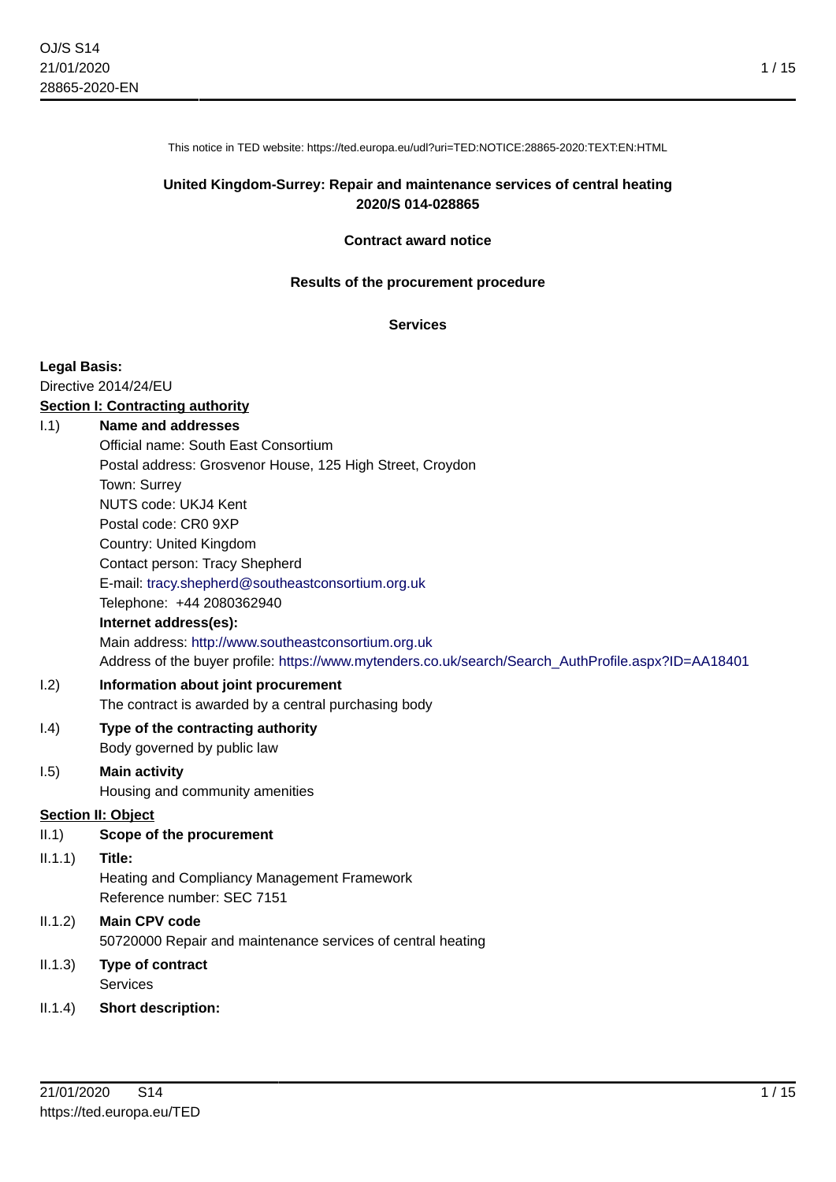This notice in TED website: https://ted.europa.eu/udl?uri=TED:NOTICE:28865-2020:TEXT:EN:HTML

**United Kingdom-Surrey: Repair and maintenance services of central heating**
**2020/S 014-028865**

**Contract award notice**

**Results of the procurement procedure**

**Services**

**Legal Basis:**
Directive 2014/24/EU

**Section I: Contracting authority**

I.1) **Name and addresses**
Official name: South East Consortium
Postal address: Grosvenor House, 125 High Street, Croydon
Town: Surrey
NUTS code: UKJ4 Kent
Postal code: CR0 9XP
Country: United Kingdom
Contact person: Tracy Shepherd
E-mail: tracy.shepherd@southeastconsortium.org.uk
Telephone: +44 2080362940
**Internet address(es):**
Main address: http://www.southeastconsortium.org.uk
Address of the buyer profile: https://www.mytenders.co.uk/search/Search_AuthProfile.aspx?ID=AA18401

I.2) **Information about joint procurement**
The contract is awarded by a central purchasing body

I.4) **Type of the contracting authority**
Body governed by public law

I.5) **Main activity**
Housing and community amenities

**Section II: Object**

II.1) **Scope of the procurement**

II.1.1) **Title:**
Heating and Compliancy Management Framework
Reference number: SEC 7151

II.1.2) **Main CPV code**
50720000 Repair and maintenance services of central heating

II.1.3) **Type of contract**
Services

II.1.4) **Short description:**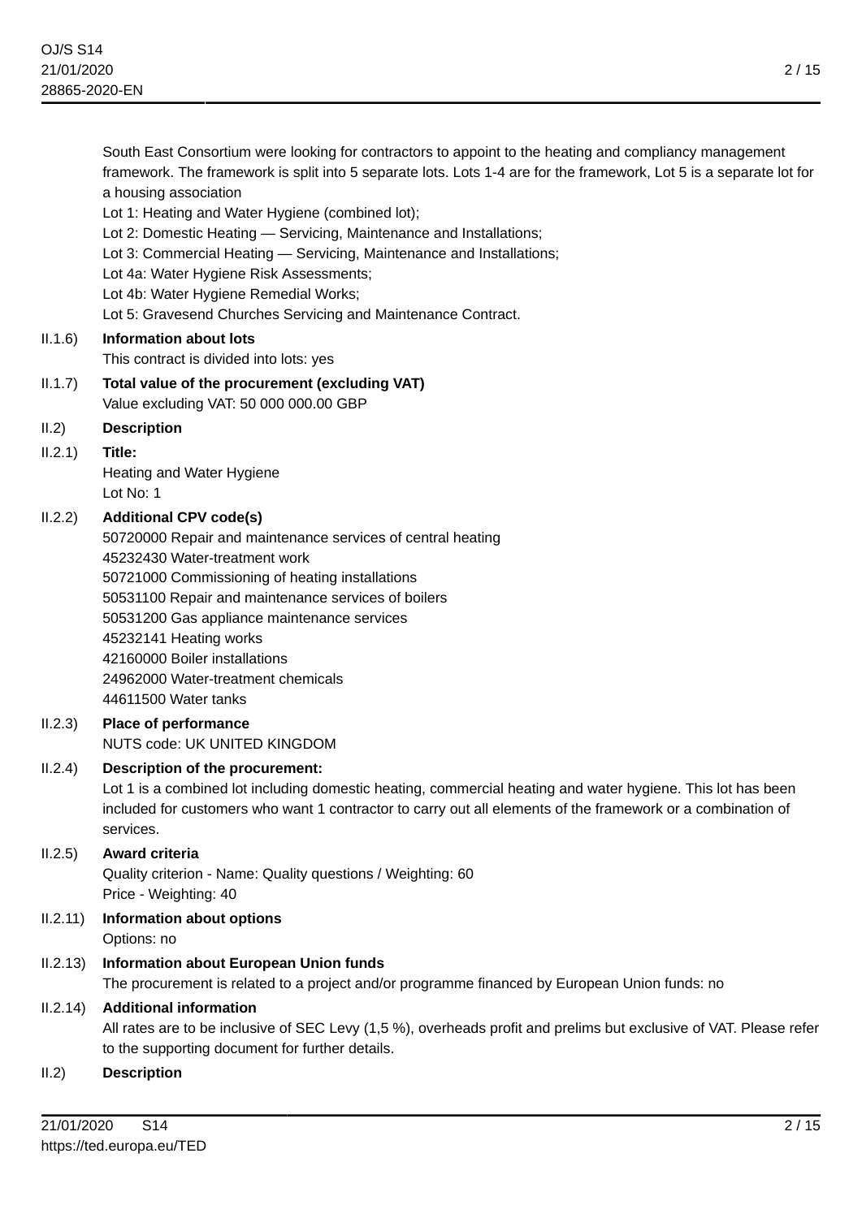South East Consortium were looking for contractors to appoint to the heating and compliancy management framework. The framework is split into 5 separate lots. Lots 1-4 are for the framework, Lot 5 is a separate lot for a housing association

Lot 1: Heating and Water Hygiene (combined lot);

Lot 2: Domestic Heating — Servicing, Maintenance and Installations;

Lot 3: Commercial Heating — Servicing, Maintenance and Installations;

Lot 4a: Water Hygiene Risk Assessments;

Lot 4b: Water Hygiene Remedial Works;

Lot 5: Gravesend Churches Servicing and Maintenance Contract.

II.1.6) **Information about lots**

This contract is divided into lots: yes

II.1.7) **Total value of the procurement (excluding VAT)**

Value excluding VAT: 50 000 000.00 GBP

II.2) **Description**

II.2.1) **Title:**

Heating and Water Hygiene

Lot No: 1

II.2.2) **Additional CPV code(s)**

50720000 Repair and maintenance services of central heating

45232430 Water-treatment work

50721000 Commissioning of heating installations

50531100 Repair and maintenance services of boilers

50531200 Gas appliance maintenance services

45232141 Heating works

42160000 Boiler installations

24962000 Water-treatment chemicals

44611500 Water tanks

II.2.3) **Place of performance**

NUTS code: UK UNITED KINGDOM

II.2.4) **Description of the procurement:**

Lot 1 is a combined lot including domestic heating, commercial heating and water hygiene. This lot has been included for customers who want 1 contractor to carry out all elements of the framework or a combination of services.

II.2.5) **Award criteria**

Quality criterion - Name: Quality questions / Weighting: 60

Price - Weighting: 40

II.2.11) **Information about options**

Options: no

II.2.13) **Information about European Union funds**

The procurement is related to a project and/or programme financed by European Union funds: no

II.2.14) **Additional information**

All rates are to be inclusive of SEC Levy (1,5 %), overheads profit and prelims but exclusive of VAT. Please refer to the supporting document for further details.

II.2) **Description**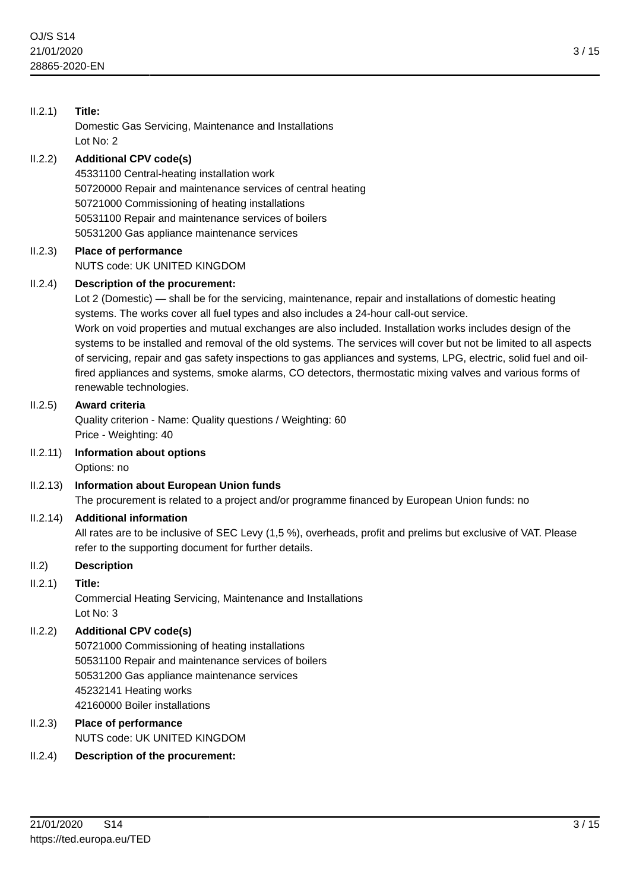II.2.1) **Title:**

Domestic Gas Servicing, Maintenance and Installations

Lot No: 2

II.2.2) **Additional CPV code(s)**

45331100 Central-heating installation work

50720000 Repair and maintenance services of central heating

50721000 Commissioning of heating installations

50531100 Repair and maintenance services of boilers

50531200 Gas appliance maintenance services

II.2.3) **Place of performance**

NUTS code: UK UNITED KINGDOM

II.2.4) **Description of the procurement:**

Lot 2 (Domestic) — shall be for the servicing, maintenance, repair and installations of domestic heating systems. The works cover all fuel types and also includes a 24-hour call-out service.

Work on void properties and mutual exchanges are also included. Installation works includes design of the systems to be installed and removal of the old systems. The services will cover but not be limited to all aspects of servicing, repair and gas safety inspections to gas appliances and systems, LPG, electric, solid fuel and oil-fired appliances and systems, smoke alarms, CO detectors, thermostatic mixing valves and various forms of renewable technologies.

II.2.5) **Award criteria**

Quality criterion - Name: Quality questions / Weighting: 60

Price - Weighting: 40

II.2.11) **Information about options**

Options: no

II.2.13) **Information about European Union funds**

The procurement is related to a project and/or programme financed by European Union funds: no

II.2.14) **Additional information**

All rates are to be inclusive of SEC Levy (1,5 %), overheads, profit and prelims but exclusive of VAT. Please refer to the supporting document for further details.

II.2) **Description**

II.2.1) **Title:**

Commercial Heating Servicing, Maintenance and Installations

Lot No: 3

II.2.2) **Additional CPV code(s)**

50721000 Commissioning of heating installations

50531100 Repair and maintenance services of boilers

50531200 Gas appliance maintenance services

45232141 Heating works

42160000 Boiler installations

II.2.3) **Place of performance**

NUTS code: UK UNITED KINGDOM

II.2.4) **Description of the procurement:**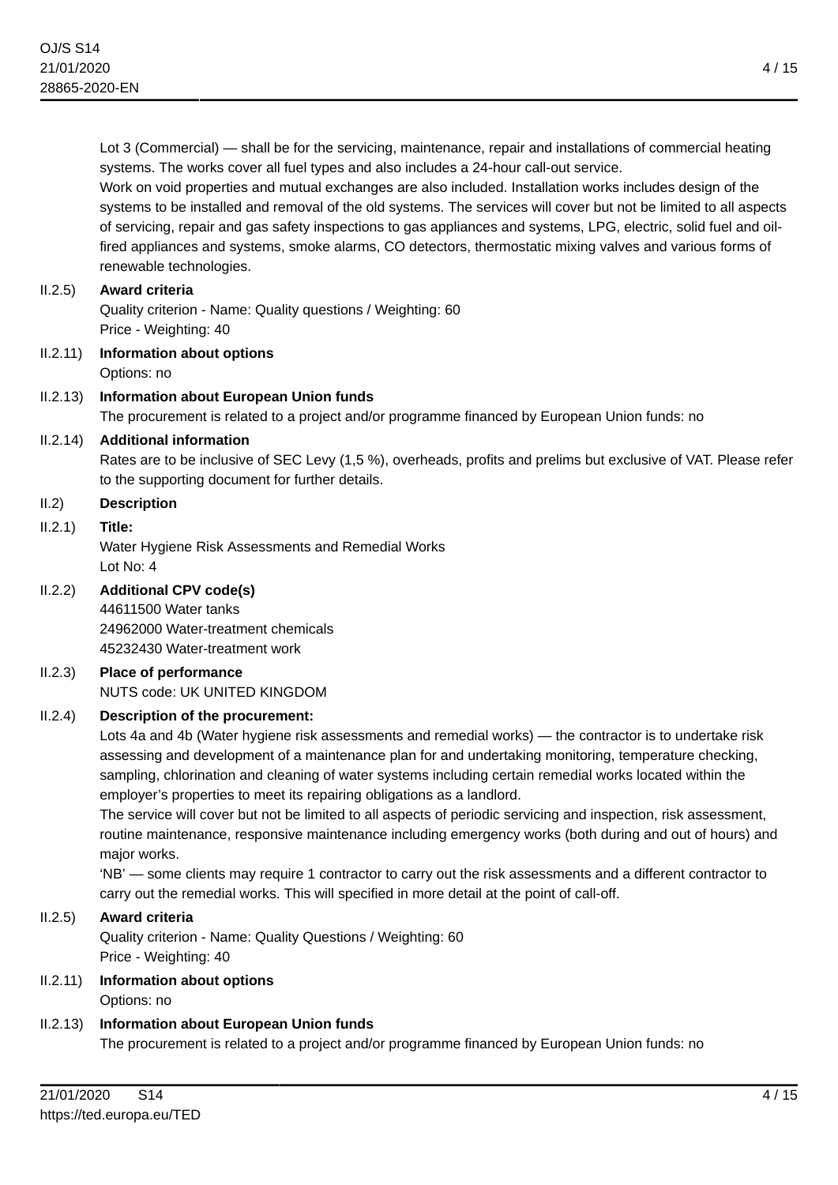Lot 3 (Commercial) — shall be for the servicing, maintenance, repair and installations of commercial heating systems. The works cover all fuel types and also includes a 24-hour call-out service.
Work on void properties and mutual exchanges are also included. Installation works includes design of the systems to be installed and removal of the old systems. The services will cover but not be limited to all aspects of servicing, repair and gas safety inspections to gas appliances and systems, LPG, electric, solid fuel and oil-fired appliances and systems, smoke alarms, CO detectors, thermostatic mixing valves and various forms of renewable technologies.

II.2.5) **Award criteria**
Quality criterion - Name: Quality questions / Weighting: 60
Price - Weighting: 40

II.2.11) **Information about options**
Options: no

II.2.13) **Information about European Union funds**
The procurement is related to a project and/or programme financed by European Union funds: no

II.2.14) **Additional information**
Rates are to be inclusive of SEC Levy (1,5 %), overheads, profits and prelims but exclusive of VAT. Please refer to the supporting document for further details.

II.2) **Description**

II.2.1) **Title:**
Water Hygiene Risk Assessments and Remedial Works
Lot No: 4

II.2.2) **Additional CPV code(s)**
44611500 Water tanks
24962000 Water-treatment chemicals
45232430 Water-treatment work

II.2.3) **Place of performance**
NUTS code: UK UNITED KINGDOM

II.2.4) **Description of the procurement:**
Lots 4a and 4b (Water hygiene risk assessments and remedial works) — the contractor is to undertake risk assessing and development of a maintenance plan for and undertaking monitoring, temperature checking, sampling, chlorination and cleaning of water systems including certain remedial works located within the employer's properties to meet its repairing obligations as a landlord.
The service will cover but not be limited to all aspects of periodic servicing and inspection, risk assessment, routine maintenance, responsive maintenance including emergency works (both during and out of hours) and major works.
'NB' — some clients may require 1 contractor to carry out the risk assessments and a different contractor to carry out the remedial works. This will specified in more detail at the point of call-off.

II.2.5) **Award criteria**
Quality criterion - Name: Quality Questions / Weighting: 60
Price - Weighting: 40

II.2.11) **Information about options**
Options: no

II.2.13) **Information about European Union funds**
The procurement is related to a project and/or programme financed by European Union funds: no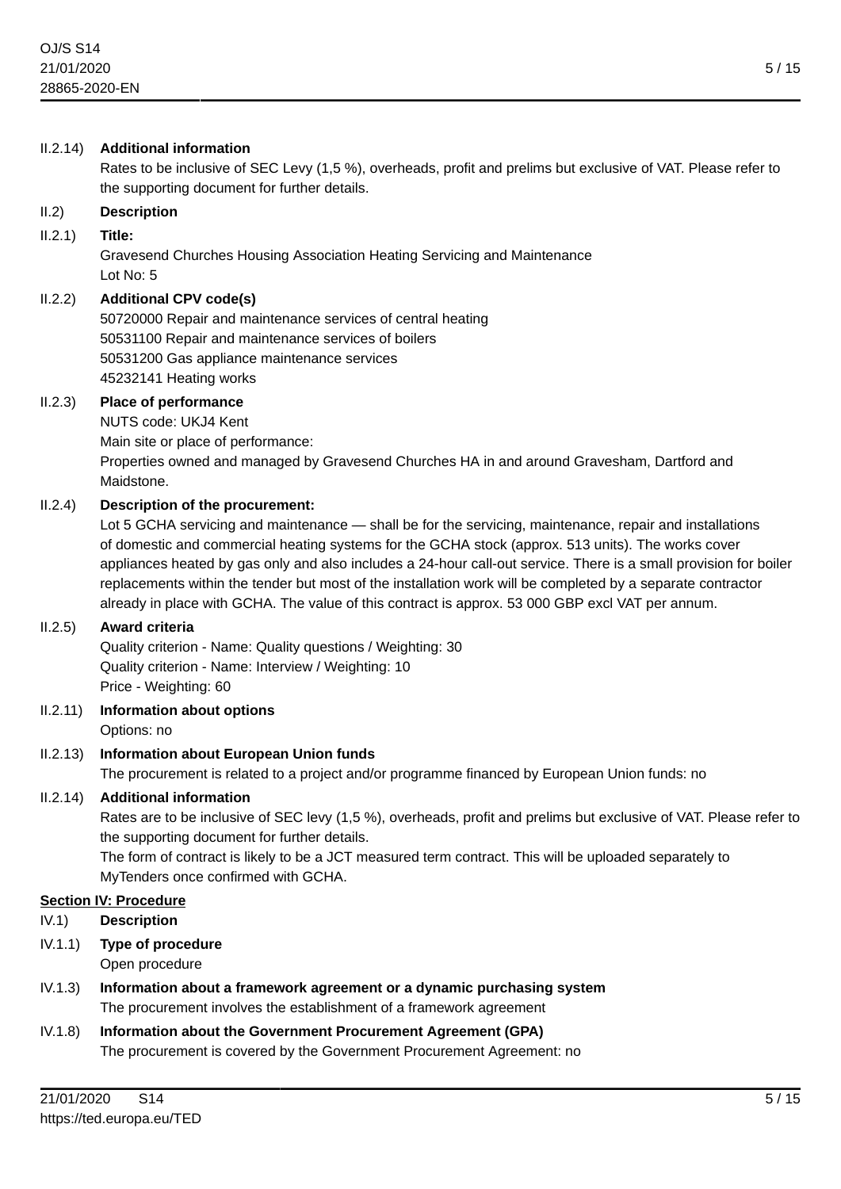II.2.14) **Additional information**

Rates to be inclusive of SEC Levy (1,5 %), overheads, profit and prelims but exclusive of VAT. Please refer to the supporting document for further details.

II.2) **Description**

II.2.1) **Title:**

Gravesend Churches Housing Association Heating Servicing and Maintenance

Lot No: 5

II.2.2) **Additional CPV code(s)**

50720000 Repair and maintenance services of central heating

50531100 Repair and maintenance services of boilers

50531200 Gas appliance maintenance services

45232141 Heating works

II.2.3) **Place of performance**

NUTS code: UKJ4 Kent

Main site or place of performance:

Properties owned and managed by Gravesend Churches HA in and around Gravesham, Dartford and Maidstone.

II.2.4) **Description of the procurement:**

Lot 5 GCHA servicing and maintenance — shall be for the servicing, maintenance, repair and installations of domestic and commercial heating systems for the GCHA stock (approx. 513 units). The works cover appliances heated by gas only and also includes a 24-hour call-out service. There is a small provision for boiler replacements within the tender but most of the installation work will be completed by a separate contractor already in place with GCHA. The value of this contract is approx. 53 000 GBP excl VAT per annum.

II.2.5) **Award criteria**

Quality criterion - Name: Quality questions / Weighting: 30

Quality criterion - Name: Interview / Weighting: 10

Price - Weighting: 60

II.2.11) **Information about options**

Options: no

II.2.13) **Information about European Union funds**

The procurement is related to a project and/or programme financed by European Union funds: no

II.2.14) **Additional information**

Rates are to be inclusive of SEC levy (1,5 %), overheads, profit and prelims but exclusive of VAT. Please refer to the supporting document for further details.

The form of contract is likely to be a JCT measured term contract. This will be uploaded separately to MyTenders once confirmed with GCHA.

## Section IV: Procedure

IV.1) **Description**

IV.1.1) **Type of procedure**

Open procedure

IV.1.3) **Information about a framework agreement or a dynamic purchasing system**

The procurement involves the establishment of a framework agreement

IV.1.8) **Information about the Government Procurement Agreement (GPA)**

The procurement is covered by the Government Procurement Agreement: no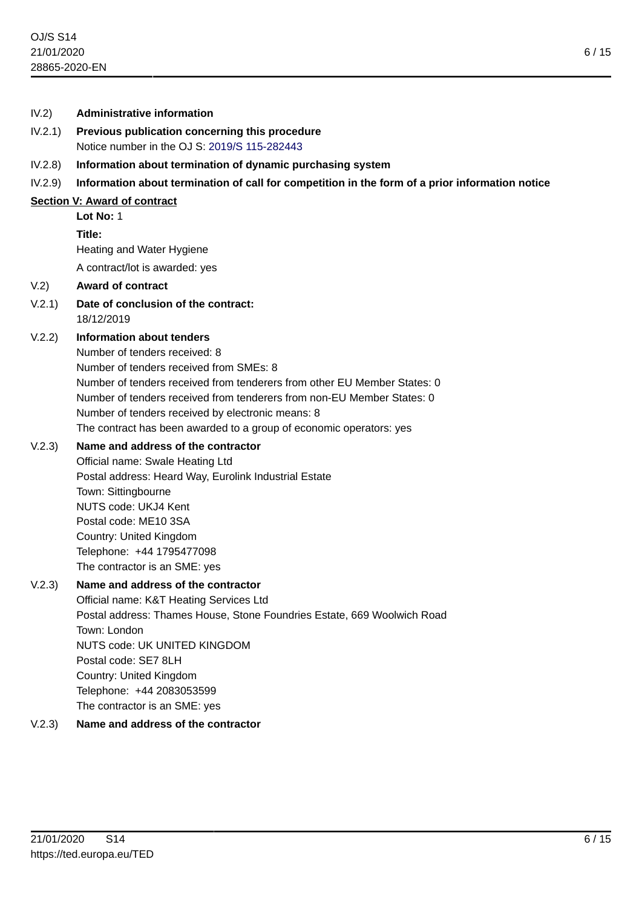IV.2) **Administrative information**

IV.2.1) **Previous publication concerning this procedure**
Notice number in the OJ S: 2019/S 115-282443

IV.2.8) **Information about termination of dynamic purchasing system**

IV.2.9) **Information about termination of call for competition in the form of a prior information notice**

## Section V: Award of contract

**Lot No:** 1

**Title:**
Heating and Water Hygiene

A contract/lot is awarded: yes

V.2) **Award of contract**

V.2.1) **Date of conclusion of the contract:**
18/12/2019

V.2.2) **Information about tenders**
Number of tenders received: 8
Number of tenders received from SMEs: 8
Number of tenders received from tenderers from other EU Member States: 0
Number of tenders received from tenderers from non-EU Member States: 0
Number of tenders received by electronic means: 8
The contract has been awarded to a group of economic operators: yes

V.2.3) **Name and address of the contractor**
Official name: Swale Heating Ltd
Postal address: Heard Way, Eurolink Industrial Estate
Town: Sittingbourne
NUTS code: UKJ4 Kent
Postal code: ME10 3SA
Country: United Kingdom
Telephone: +44 1795477098
The contractor is an SME: yes

V.2.3) **Name and address of the contractor**
Official name: K&T Heating Services Ltd
Postal address: Thames House, Stone Foundries Estate, 669 Woolwich Road
Town: London
NUTS code: UK UNITED KINGDOM
Postal code: SE7 8LH
Country: United Kingdom
Telephone: +44 2083053599
The contractor is an SME: yes

V.2.3) **Name and address of the contractor**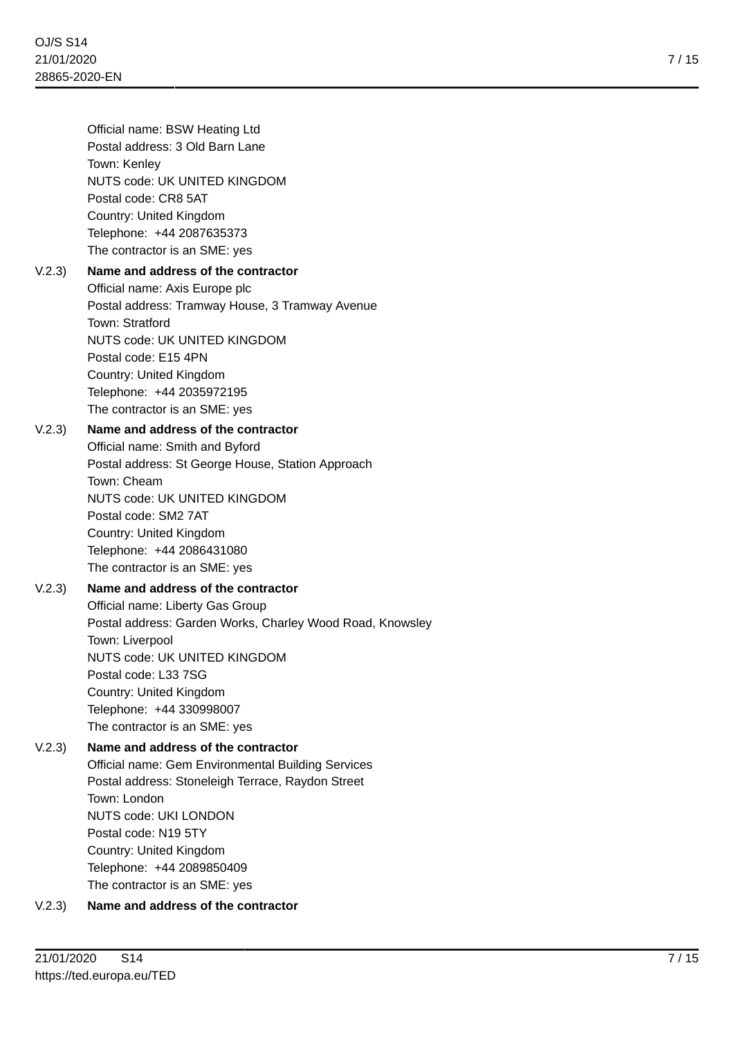Official name: BSW Heating Ltd
Postal address: 3 Old Barn Lane
Town: Kenley
NUTS code: UK UNITED KINGDOM
Postal code: CR8 5AT
Country: United Kingdom
Telephone: +44 2087635373
The contractor is an SME: yes

V.2.3) **Name and address of the contractor**
Official name: Axis Europe plc
Postal address: Tramway House, 3 Tramway Avenue
Town: Stratford
NUTS code: UK UNITED KINGDOM
Postal code: E15 4PN
Country: United Kingdom
Telephone: +44 2035972195
The contractor is an SME: yes

V.2.3) **Name and address of the contractor**
Official name: Smith and Byford
Postal address: St George House, Station Approach
Town: Cheam
NUTS code: UK UNITED KINGDOM
Postal code: SM2 7AT
Country: United Kingdom
Telephone: +44 2086431080
The contractor is an SME: yes

V.2.3) **Name and address of the contractor**
Official name: Liberty Gas Group
Postal address: Garden Works, Charley Wood Road, Knowsley
Town: Liverpool
NUTS code: UK UNITED KINGDOM
Postal code: L33 7SG
Country: United Kingdom
Telephone: +44 330998007
The contractor is an SME: yes

V.2.3) **Name and address of the contractor**
Official name: Gem Environmental Building Services
Postal address: Stoneleigh Terrace, Raydon Street
Town: London
NUTS code: UKI LONDON
Postal code: N19 5TY
Country: United Kingdom
Telephone: +44 2089850409
The contractor is an SME: yes

V.2.3) **Name and address of the contractor**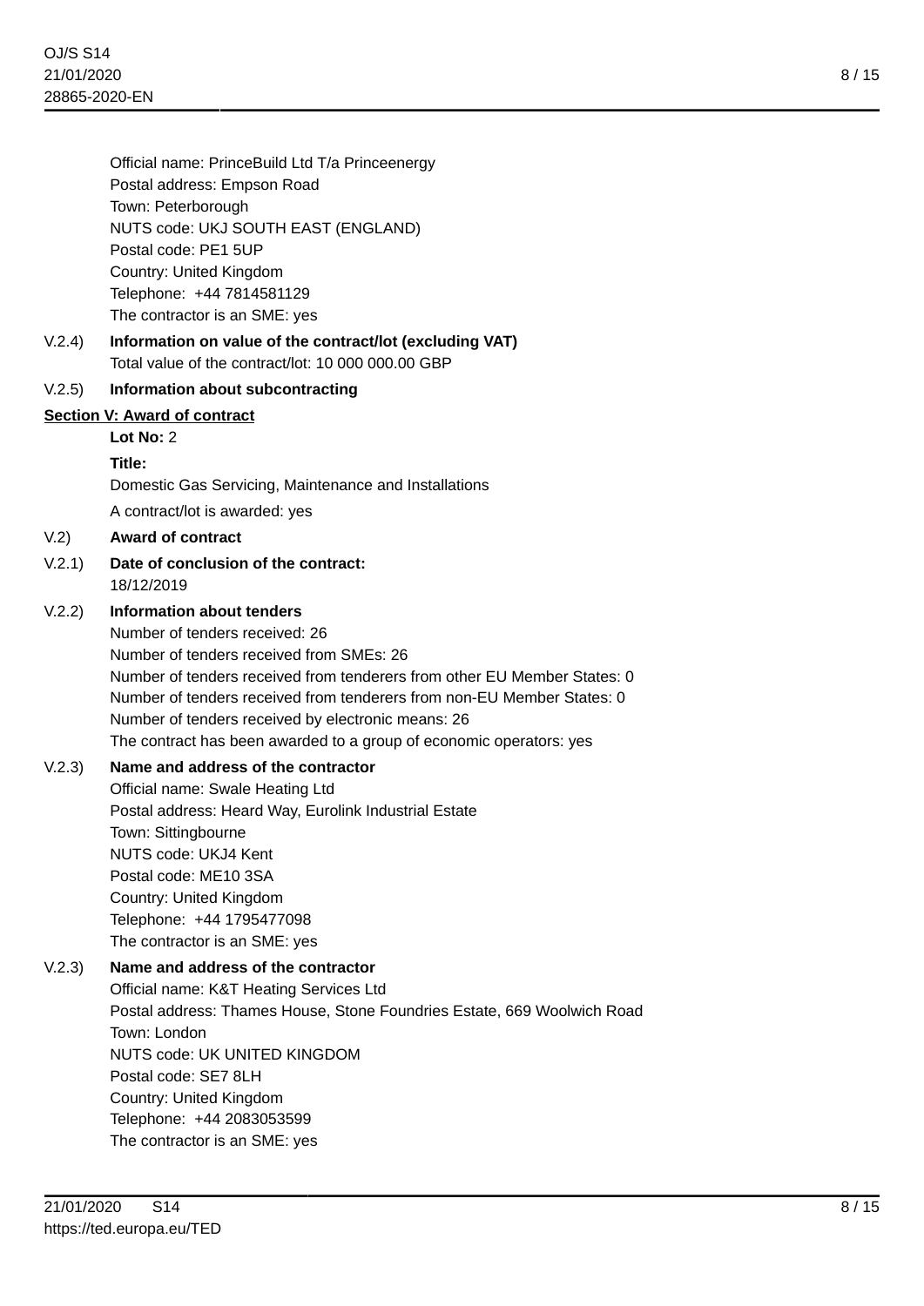Official name: PrinceBuild Ltd T/a Princeenergy
Postal address: Empson Road
Town: Peterborough
NUTS code: UKJ SOUTH EAST (ENGLAND)
Postal code: PE1 5UP
Country: United Kingdom
Telephone: +44 7814581129
The contractor is an SME: yes

V.2.4) **Information on value of the contract/lot (excluding VAT)**
Total value of the contract/lot: 10 000 000.00 GBP

V.2.5) **Information about subcontracting**

## Section V: Award of contract

**Lot No:** 2

**Title:**
Domestic Gas Servicing, Maintenance and Installations

A contract/lot is awarded: yes

V.2) **Award of contract**

V.2.1) **Date of conclusion of the contract:**
18/12/2019

V.2.2) **Information about tenders**
Number of tenders received: 26
Number of tenders received from SMEs: 26
Number of tenders received from tenderers from other EU Member States: 0
Number of tenders received from tenderers from non-EU Member States: 0
Number of tenders received by electronic means: 26
The contract has been awarded to a group of economic operators: yes

V.2.3) **Name and address of the contractor**
Official name: Swale Heating Ltd
Postal address: Heard Way, Eurolink Industrial Estate
Town: Sittingbourne
NUTS code: UKJ4 Kent
Postal code: ME10 3SA
Country: United Kingdom
Telephone: +44 1795477098
The contractor is an SME: yes

V.2.3) **Name and address of the contractor**
Official name: K&T Heating Services Ltd
Postal address: Thames House, Stone Foundries Estate, 669 Woolwich Road
Town: London
NUTS code: UK UNITED KINGDOM
Postal code: SE7 8LH
Country: United Kingdom
Telephone: +44 2083053599
The contractor is an SME: yes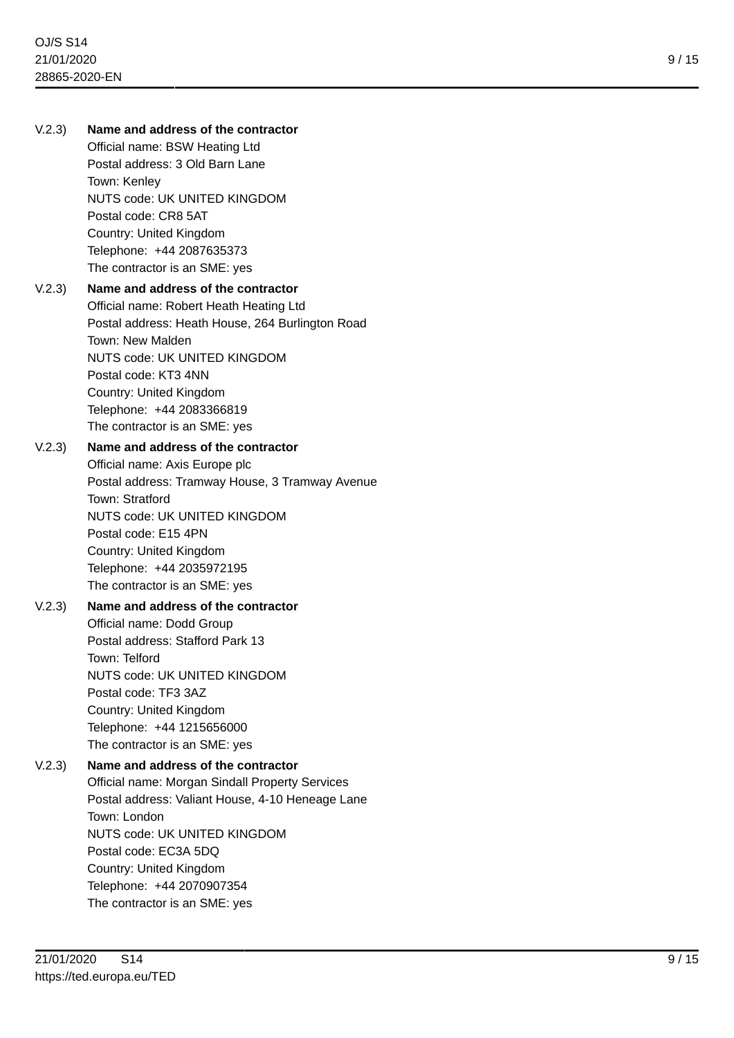V.2.3) **Name and address of the contractor**

Official name: BSW Heating Ltd
Postal address: 3 Old Barn Lane
Town: Kenley
NUTS code: UK UNITED KINGDOM
Postal code: CR8 5AT
Country: United Kingdom
Telephone: +44 2087635373
The contractor is an SME: yes

V.2.3) **Name and address of the contractor**

Official name: Robert Heath Heating Ltd
Postal address: Heath House, 264 Burlington Road
Town: New Malden
NUTS code: UK UNITED KINGDOM
Postal code: KT3 4NN
Country: United Kingdom
Telephone: +44 2083366819
The contractor is an SME: yes

V.2.3) **Name and address of the contractor**

Official name: Axis Europe plc
Postal address: Tramway House, 3 Tramway Avenue
Town: Stratford
NUTS code: UK UNITED KINGDOM
Postal code: E15 4PN
Country: United Kingdom
Telephone: +44 2035972195
The contractor is an SME: yes

V.2.3) **Name and address of the contractor**

Official name: Dodd Group
Postal address: Stafford Park 13
Town: Telford
NUTS code: UK UNITED KINGDOM
Postal code: TF3 3AZ
Country: United Kingdom
Telephone: +44 1215656000
The contractor is an SME: yes

V.2.3) **Name and address of the contractor**

Official name: Morgan Sindall Property Services
Postal address: Valiant House, 4-10 Heneage Lane
Town: London
NUTS code: UK UNITED KINGDOM
Postal code: EC3A 5DQ
Country: United Kingdom
Telephone: +44 2070907354
The contractor is an SME: yes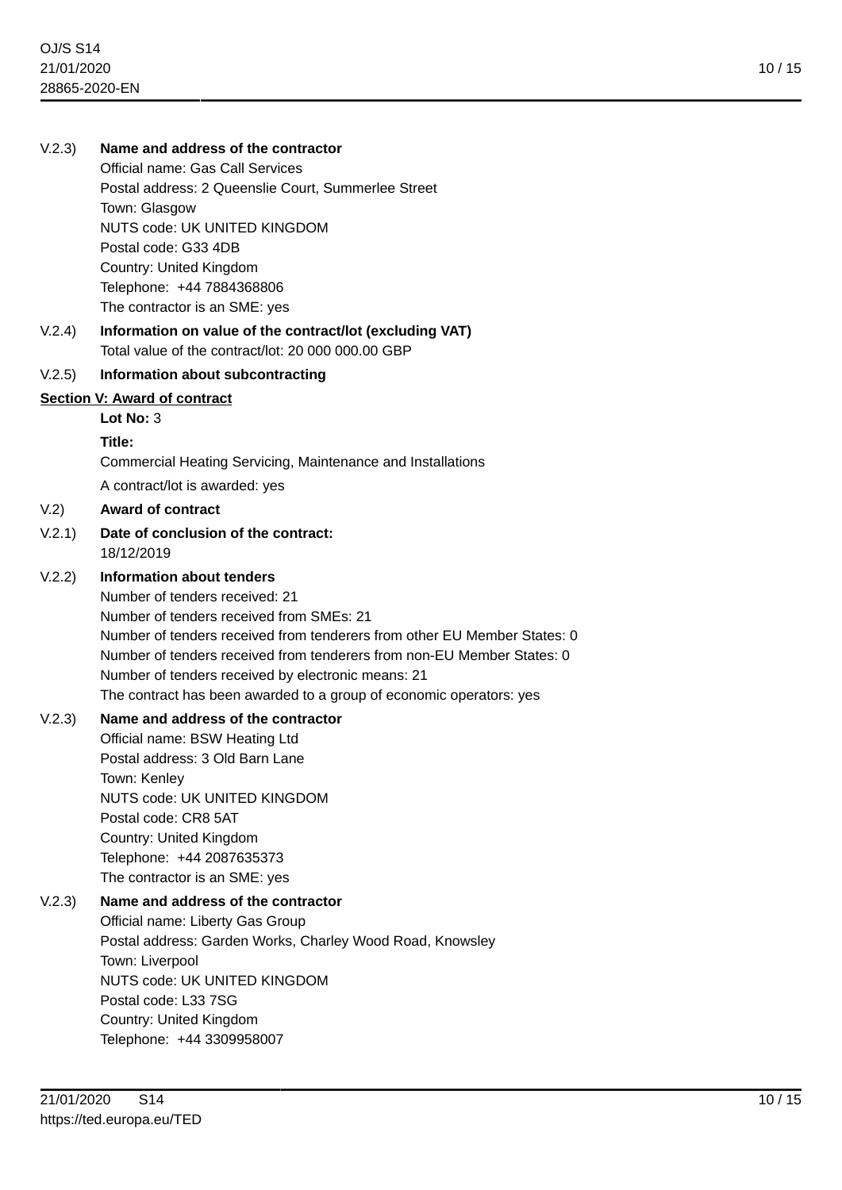V.2.3) **Name and address of the contractor**

Official name: Gas Call Services
Postal address: 2 Queenslie Court, Summerlee Street
Town: Glasgow
NUTS code: UK UNITED KINGDOM
Postal code: G33 4DB
Country: United Kingdom
Telephone: +44 7884368806
The contractor is an SME: yes

V.2.4) **Information on value of the contract/lot (excluding VAT)**

Total value of the contract/lot: 20 000 000.00 GBP

V.2.5) **Information about subcontracting**

**Section V: Award of contract**

**Lot No:** 3

**Title:**

Commercial Heating Servicing, Maintenance and Installations

A contract/lot is awarded: yes

V.2) **Award of contract**

V.2.1) **Date of conclusion of the contract:**

18/12/2019

V.2.2) **Information about tenders**

Number of tenders received: 21
Number of tenders received from SMEs: 21
Number of tenders received from tenderers from other EU Member States: 0
Number of tenders received from tenderers from non-EU Member States: 0
Number of tenders received by electronic means: 21
The contract has been awarded to a group of economic operators: yes

V.2.3) **Name and address of the contractor**

Official name: BSW Heating Ltd
Postal address: 3 Old Barn Lane
Town: Kenley
NUTS code: UK UNITED KINGDOM
Postal code: CR8 5AT
Country: United Kingdom
Telephone: +44 2087635373
The contractor is an SME: yes

V.2.3) **Name and address of the contractor**

Official name: Liberty Gas Group
Postal address: Garden Works, Charley Wood Road, Knowsley
Town: Liverpool
NUTS code: UK UNITED KINGDOM
Postal code: L33 7SG
Country: United Kingdom
Telephone: +44 3309958007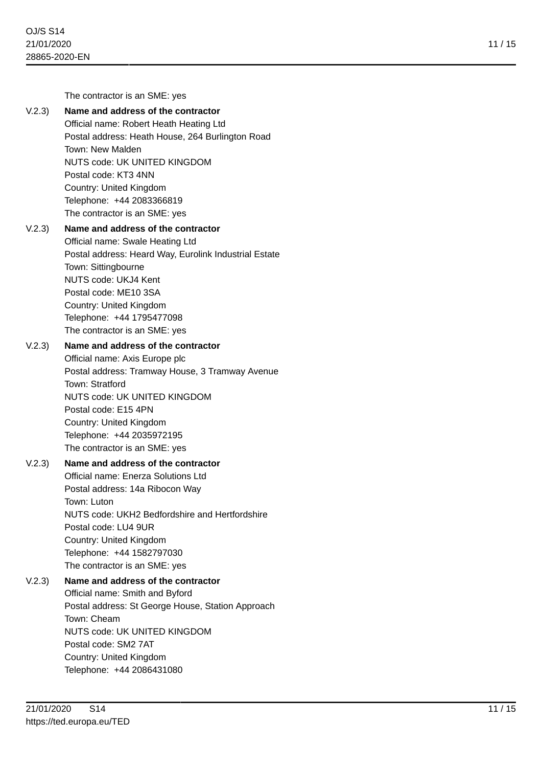The contractor is an SME: yes

V.2.3) **Name and address of the contractor**
Official name: Robert Heath Heating Ltd
Postal address: Heath House, 264 Burlington Road
Town: New Malden
NUTS code: UK UNITED KINGDOM
Postal code: KT3 4NN
Country: United Kingdom
Telephone: +44 2083366819
The contractor is an SME: yes

V.2.3) **Name and address of the contractor**
Official name: Swale Heating Ltd
Postal address: Heard Way, Eurolink Industrial Estate
Town: Sittingbourne
NUTS code: UKJ4 Kent
Postal code: ME10 3SA
Country: United Kingdom
Telephone: +44 1795477098
The contractor is an SME: yes

V.2.3) **Name and address of the contractor**
Official name: Axis Europe plc
Postal address: Tramway House, 3 Tramway Avenue
Town: Stratford
NUTS code: UK UNITED KINGDOM
Postal code: E15 4PN
Country: United Kingdom
Telephone: +44 2035972195
The contractor is an SME: yes

V.2.3) **Name and address of the contractor**
Official name: Enerza Solutions Ltd
Postal address: 14a Ribocon Way
Town: Luton
NUTS code: UKH2 Bedfordshire and Hertfordshire
Postal code: LU4 9UR
Country: United Kingdom
Telephone: +44 1582797030
The contractor is an SME: yes

V.2.3) **Name and address of the contractor**
Official name: Smith and Byford
Postal address: St George House, Station Approach
Town: Cheam
NUTS code: UK UNITED KINGDOM
Postal code: SM2 7AT
Country: United Kingdom
Telephone: +44 2086431080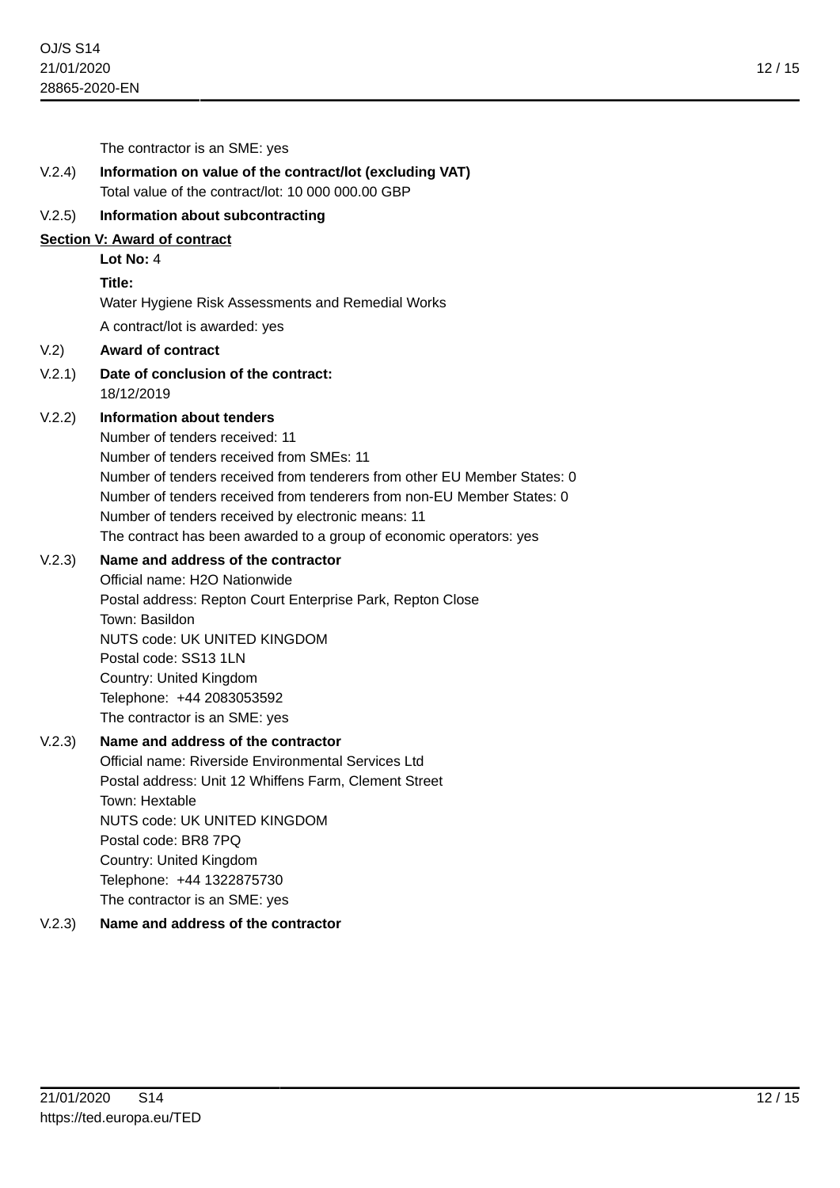The contractor is an SME: yes

V.2.4) **Information on value of the contract/lot (excluding VAT)**

Total value of the contract/lot: 10 000 000.00 GBP

V.2.5) **Information about subcontracting**

**Section V: Award of contract**

**Lot No:** 4

**Title:**

Water Hygiene Risk Assessments and Remedial Works

A contract/lot is awarded: yes

V.2) **Award of contract**

V.2.1) **Date of conclusion of the contract:**

18/12/2019

V.2.2) **Information about tenders**

Number of tenders received: 11

Number of tenders received from SMEs: 11

Number of tenders received from tenderers from other EU Member States: 0

Number of tenders received from tenderers from non-EU Member States: 0

Number of tenders received by electronic means: 11

The contract has been awarded to a group of economic operators: yes

V.2.3) **Name and address of the contractor**

Official name: H2O Nationwide

Postal address: Repton Court Enterprise Park, Repton Close

Town: Basildon

NUTS code: UK UNITED KINGDOM

Postal code: SS13 1LN

Country: United Kingdom

Telephone: +44 2083053592

The contractor is an SME: yes

V.2.3) **Name and address of the contractor**

Official name: Riverside Environmental Services Ltd

Postal address: Unit 12 Whiffens Farm, Clement Street

Town: Hextable

NUTS code: UK UNITED KINGDOM

Postal code: BR8 7PQ

Country: United Kingdom

Telephone: +44 1322875730

The contractor is an SME: yes

V.2.3) **Name and address of the contractor**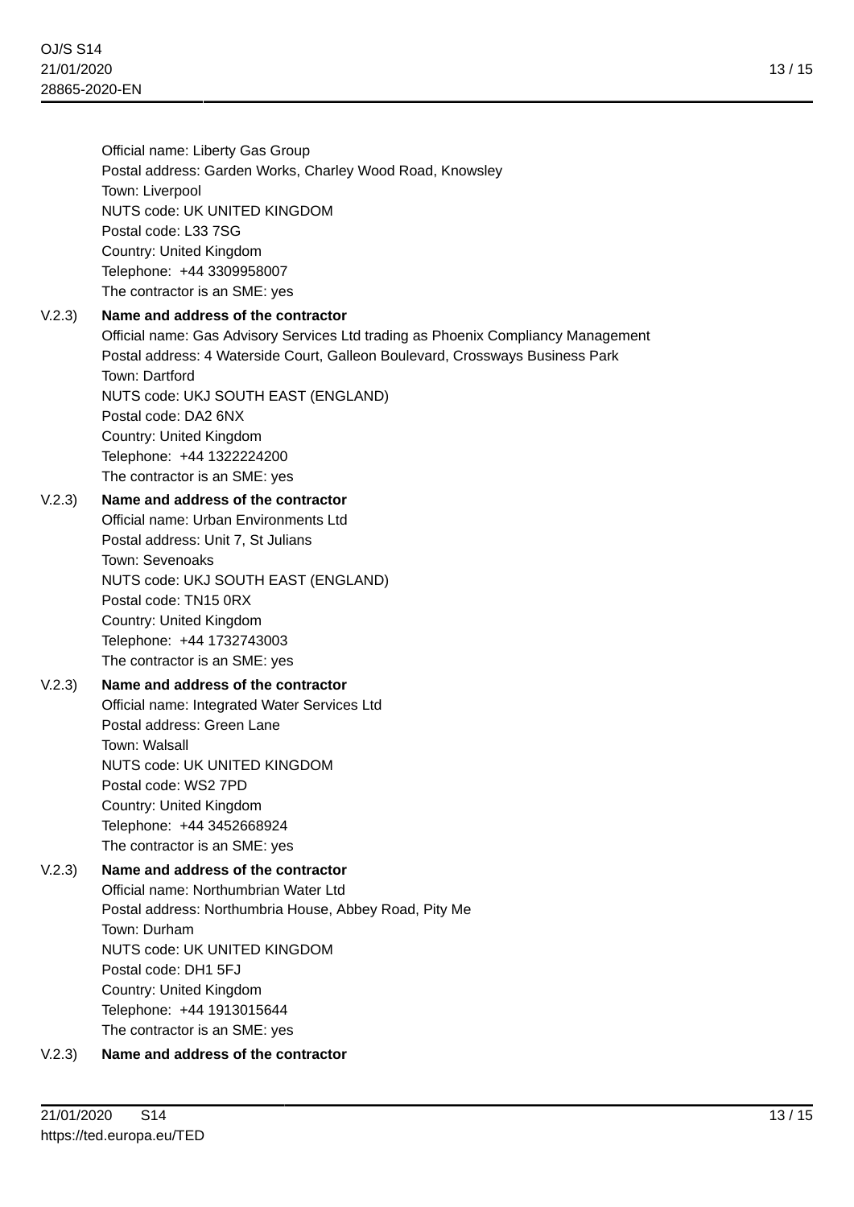Official name: Liberty Gas Group
Postal address: Garden Works, Charley Wood Road, Knowsley
Town: Liverpool
NUTS code: UK UNITED KINGDOM
Postal code: L33 7SG
Country: United Kingdom
Telephone: +44 3309958007
The contractor is an SME: yes

V.2.3) **Name and address of the contractor**
Official name: Gas Advisory Services Ltd trading as Phoenix Compliancy Management
Postal address: 4 Waterside Court, Galleon Boulevard, Crossways Business Park
Town: Dartford
NUTS code: UKJ SOUTH EAST (ENGLAND)
Postal code: DA2 6NX
Country: United Kingdom
Telephone: +44 1322224200
The contractor is an SME: yes

V.2.3) **Name and address of the contractor**
Official name: Urban Environments Ltd
Postal address: Unit 7, St Julians
Town: Sevenoaks
NUTS code: UKJ SOUTH EAST (ENGLAND)
Postal code: TN15 0RX
Country: United Kingdom
Telephone: +44 1732743003
The contractor is an SME: yes

V.2.3) **Name and address of the contractor**
Official name: Integrated Water Services Ltd
Postal address: Green Lane
Town: Walsall
NUTS code: UK UNITED KINGDOM
Postal code: WS2 7PD
Country: United Kingdom
Telephone: +44 3452668924
The contractor is an SME: yes

V.2.3) **Name and address of the contractor**
Official name: Northumbrian Water Ltd
Postal address: Northumbria House, Abbey Road, Pity Me
Town: Durham
NUTS code: UK UNITED KINGDOM
Postal code: DH1 5FJ
Country: United Kingdom
Telephone: +44 1913015644
The contractor is an SME: yes

V.2.3) **Name and address of the contractor**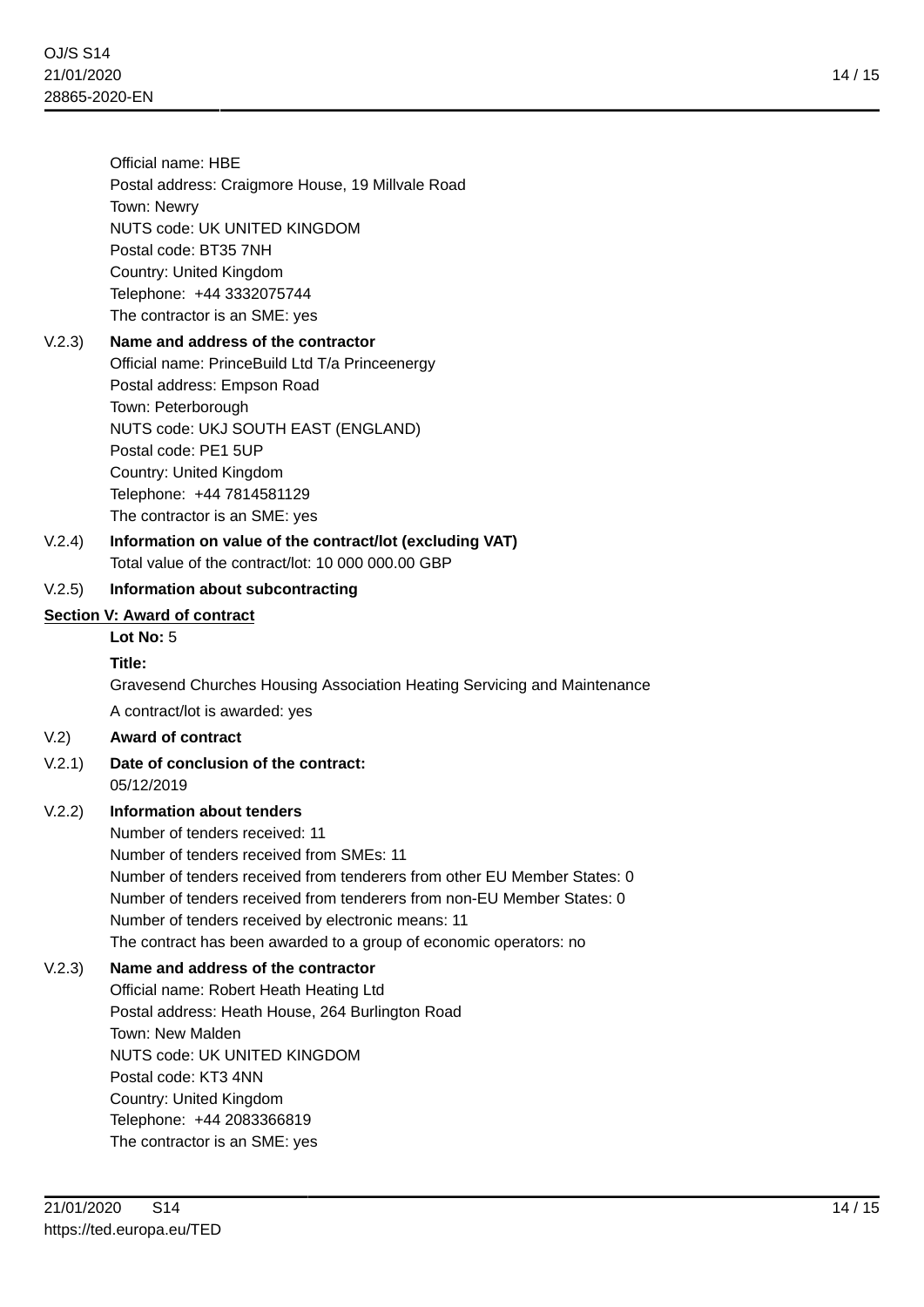Official name: HBE
Postal address: Craigmore House, 19 Millvale Road
Town: Newry
NUTS code: UK UNITED KINGDOM
Postal code: BT35 7NH
Country: United Kingdom
Telephone: +44 3332075744
The contractor is an SME: yes

V.2.3) **Name and address of the contractor**
Official name: PrinceBuild Ltd T/a Princeenergy
Postal address: Empson Road
Town: Peterborough
NUTS code: UKJ SOUTH EAST (ENGLAND)
Postal code: PE1 5UP
Country: United Kingdom
Telephone: +44 7814581129
The contractor is an SME: yes

V.2.4) **Information on value of the contract/lot (excluding VAT)**
Total value of the contract/lot: 10 000 000.00 GBP

V.2.5) **Information about subcontracting**

## Section V: Award of contract

**Lot No:** 5

**Title:**
Gravesend Churches Housing Association Heating Servicing and Maintenance

A contract/lot is awarded: yes

V.2) **Award of contract**

V.2.1) **Date of conclusion of the contract:**
05/12/2019

V.2.2) **Information about tenders**
Number of tenders received: 11
Number of tenders received from SMEs: 11
Number of tenders received from tenderers from other EU Member States: 0
Number of tenders received from tenderers from non-EU Member States: 0
Number of tenders received by electronic means: 11
The contract has been awarded to a group of economic operators: no

V.2.3) **Name and address of the contractor**
Official name: Robert Heath Heating Ltd
Postal address: Heath House, 264 Burlington Road
Town: New Malden
NUTS code: UK UNITED KINGDOM
Postal code: KT3 4NN
Country: United Kingdom
Telephone: +44 2083366819
The contractor is an SME: yes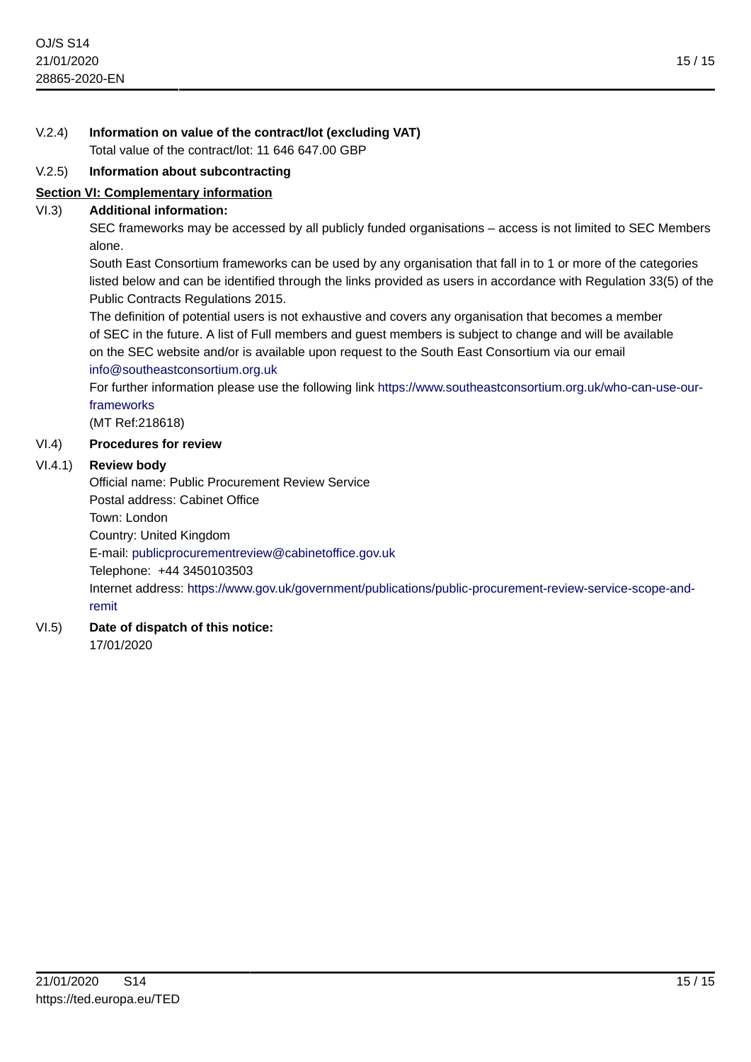V.2.4) **Information on value of the contract/lot (excluding VAT)**

Total value of the contract/lot: 11 646 647.00 GBP

V.2.5) **Information about subcontracting**

## Section VI: Complementary information

VI.3) **Additional information:**

SEC frameworks may be accessed by all publicly funded organisations – access is not limited to SEC Members alone.

South East Consortium frameworks can be used by any organisation that fall in to 1 or more of the categories listed below and can be identified through the links provided as users in accordance with Regulation 33(5) of the Public Contracts Regulations 2015.

The definition of potential users is not exhaustive and covers any organisation that becomes a member of SEC in the future. A list of Full members and guest members is subject to change and will be available on the SEC website and/or is available upon request to the South East Consortium via our email info@southeastconsortium.org.uk

For further information please use the following link https://www.southeastconsortium.org.uk/who-can-use-our-frameworks

(MT Ref:218618)

VI.4) **Procedures for review**

VI.4.1) **Review body**

Official name: Public Procurement Review Service
Postal address: Cabinet Office
Town: London
Country: United Kingdom
E-mail: publicprocurementreview@cabinetoffice.gov.uk
Telephone: +44 3450103503
Internet address: https://www.gov.uk/government/publications/public-procurement-review-service-scope-and-remit

VI.5) **Date of dispatch of this notice:**

17/01/2020